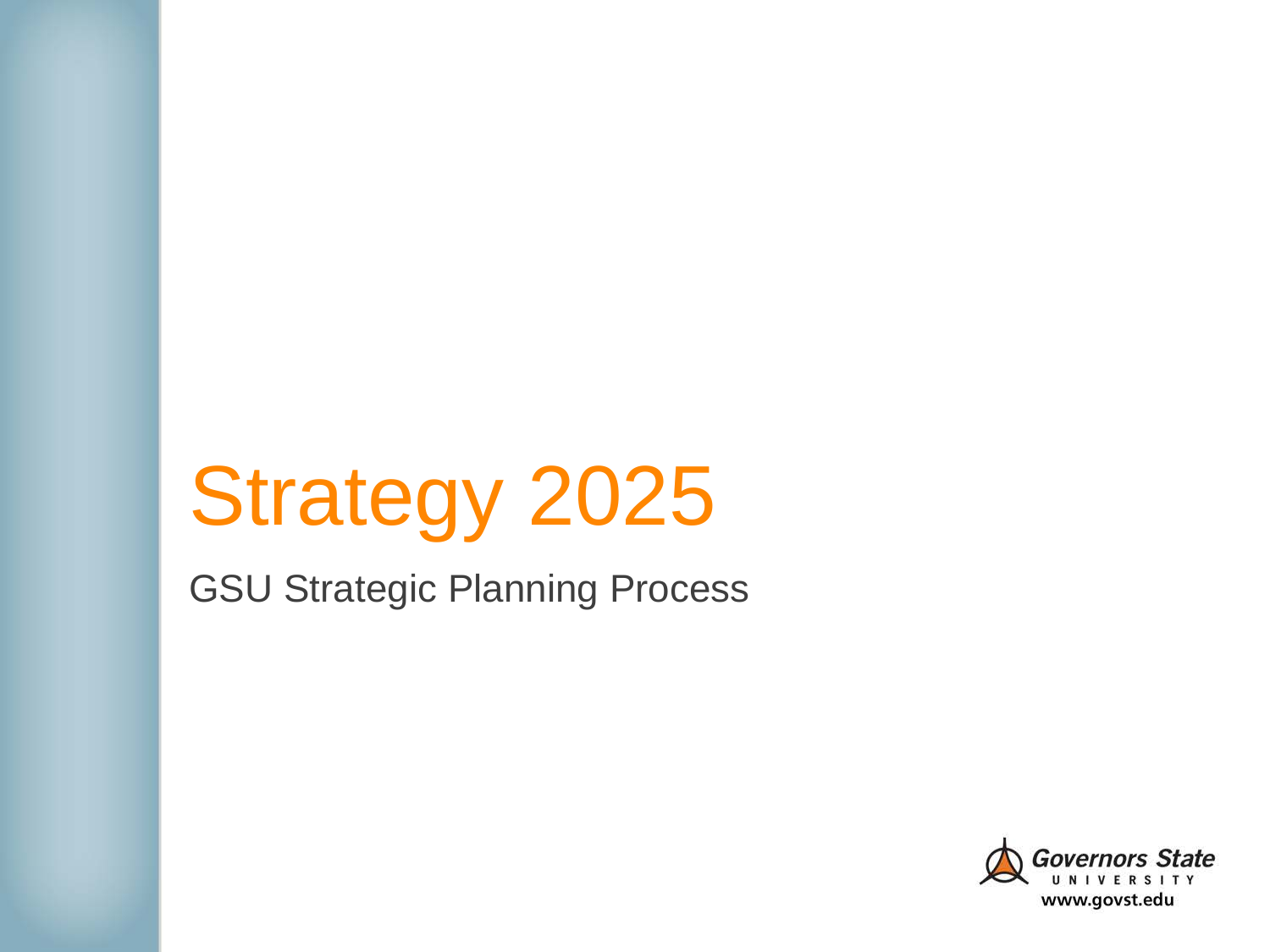# Strategy 2025

GSU Strategic Planning Process

Governors State University

www.govst.edu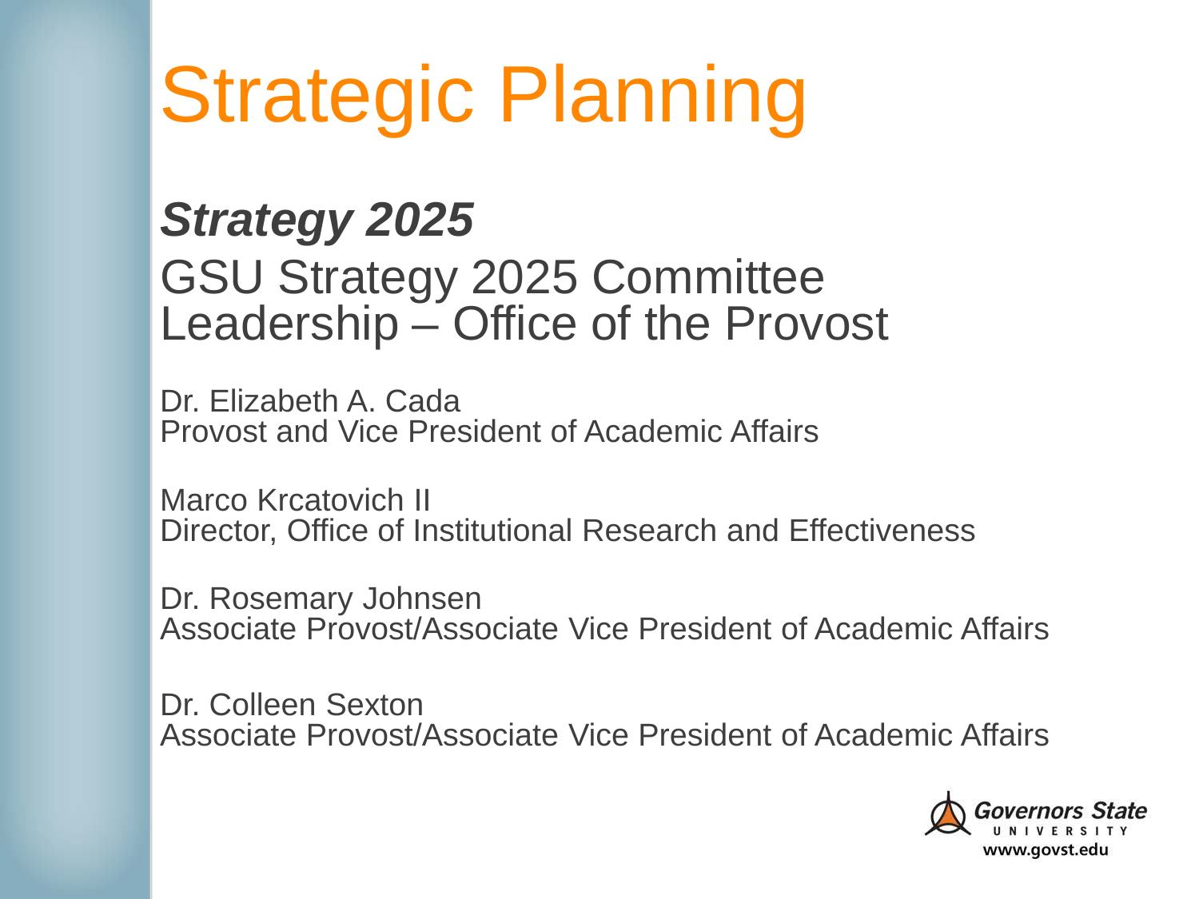# Strategic Planning

***Strategy 2025***

GSU Strategy 2025 Committee
Leadership – Office of the Provost

Dr. Elizabeth A. Cada
Provost and Vice President of Academic Affairs

Marco Krcatovich II
Director, Office of Institutional Research and Effectiveness

Dr. Rosemary Johnsen
Associate Provost/Associate Vice President of Academic Affairs

Dr. Colleen Sexton
Associate Provost/Associate Vice President of Academic Affairs

Governors State University
www.govst.edu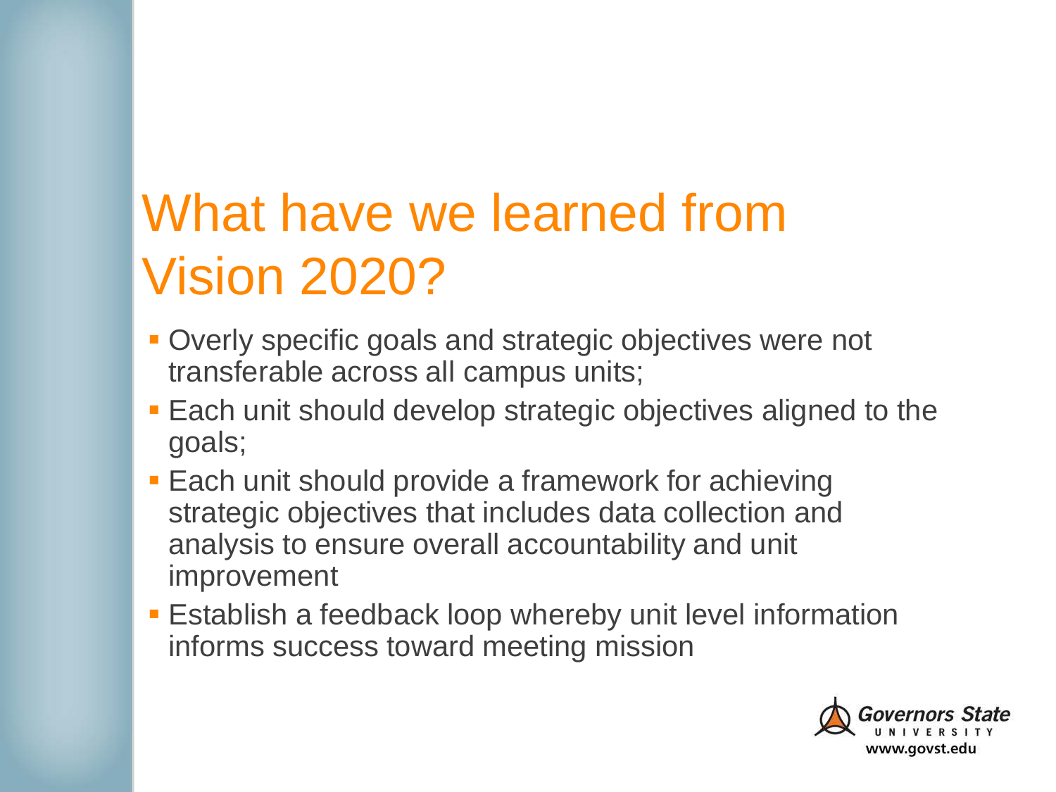# What have we learned from Vision 2020?

- Overly specific goals and strategic objectives were not transferable across all campus units;
- Each unit should develop strategic objectives aligned to the goals;
- Each unit should provide a framework for achieving strategic objectives that includes data collection and analysis to ensure overall accountability and unit improvement
- Establish a feedback loop whereby unit level information informs success toward meeting mission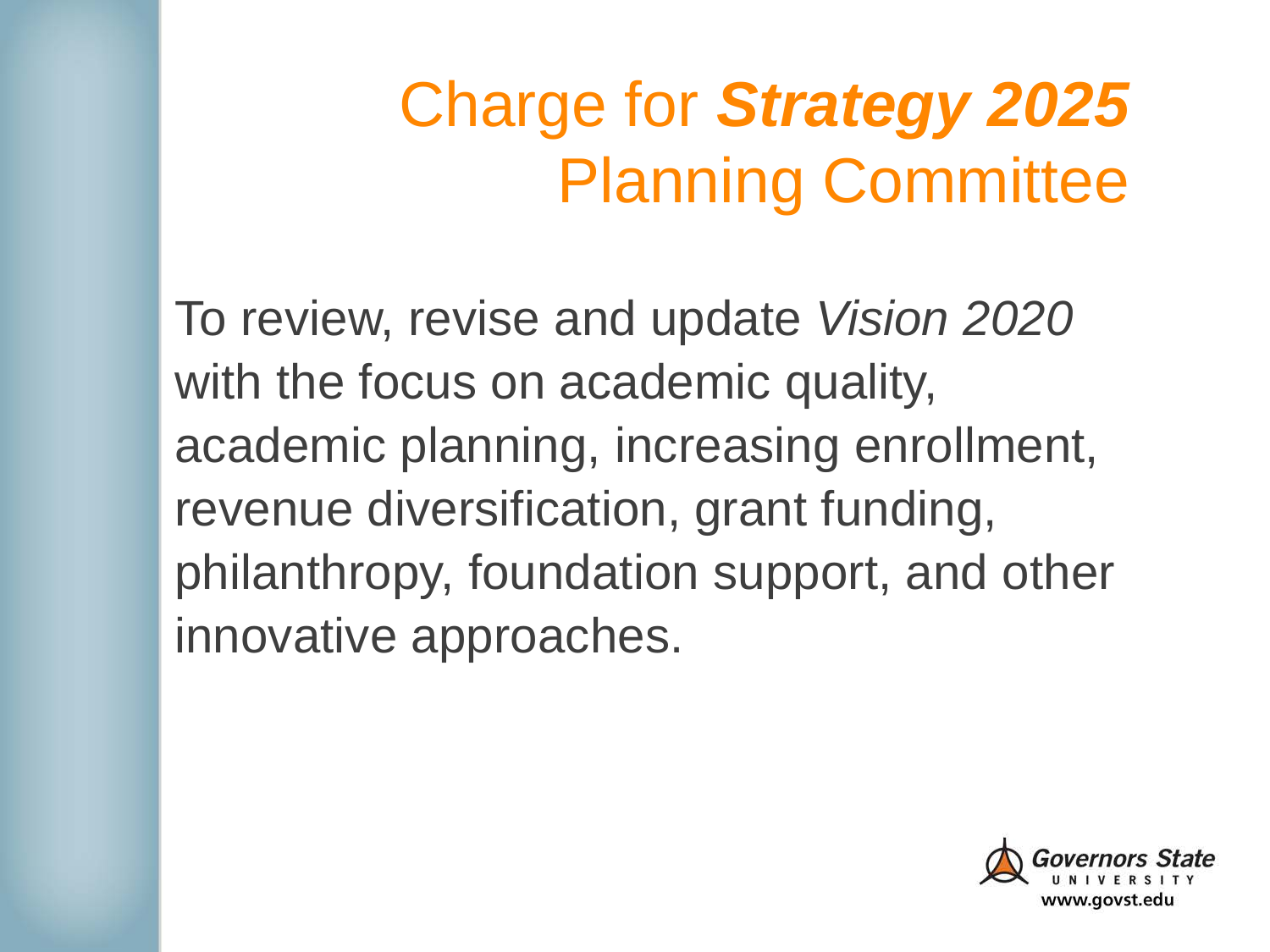# Charge for ***Strategy 2025*** Planning Committee

To review, revise and update *Vision 2020* with the focus on academic quality, academic planning, increasing enrollment, revenue diversification, grant funding, philanthropy, foundation support, and other innovative approaches.

Governors State University
www.govst.edu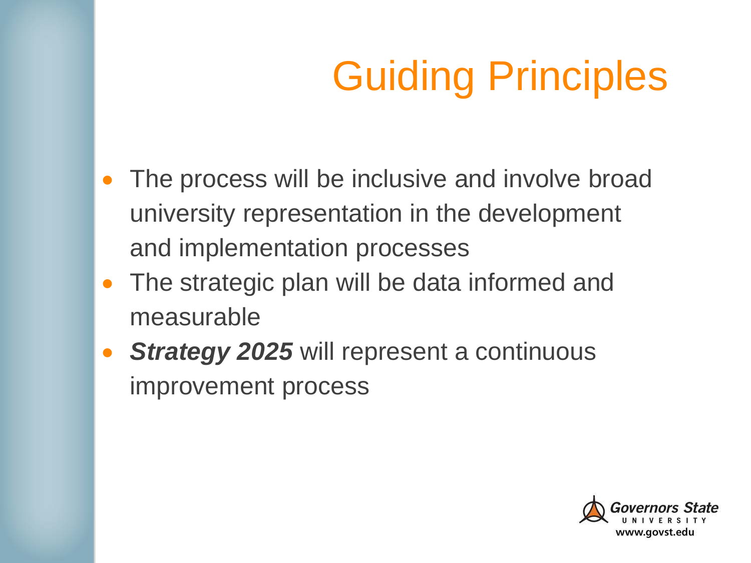# Guiding Principles

- The process will be inclusive and involve broad university representation in the development and implementation processes
- The strategic plan will be data informed and measurable
- ***Strategy 2025*** will represent a continuous improvement process

Governors State UNIVERSITY www.govst.edu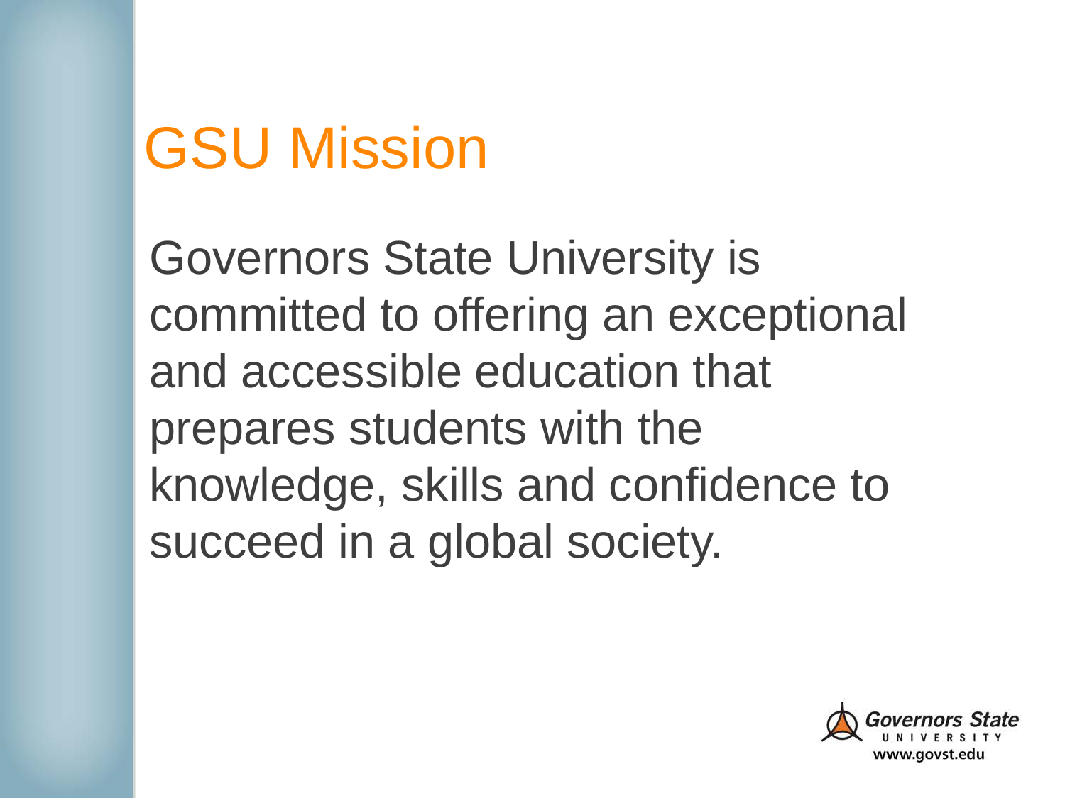# GSU Mission

Governors State University is committed to offering an exceptional and accessible education that prepares students with the knowledge, skills and confidence to succeed in a global society.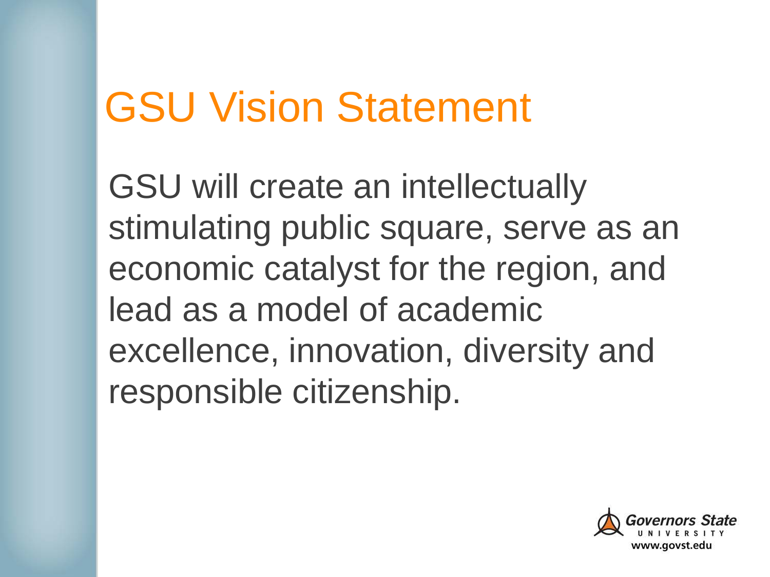# GSU Vision Statement

GSU will create an intellectually stimulating public square, serve as an economic catalyst for the region, and lead as a model of academic excellence, innovation, diversity and responsible citizenship.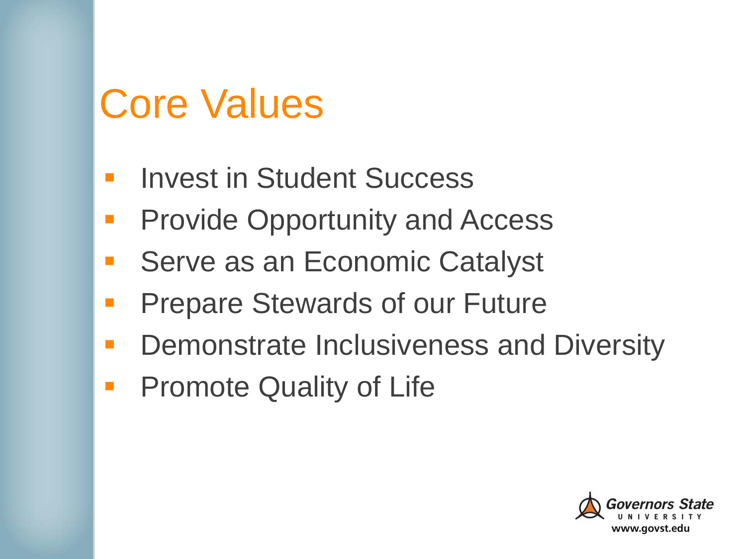# Core Values

- Invest in Student Success
- Provide Opportunity and Access
- Serve as an Economic Catalyst
- Prepare Stewards of our Future
- Demonstrate Inclusiveness and Diversity
- Promote Quality of Life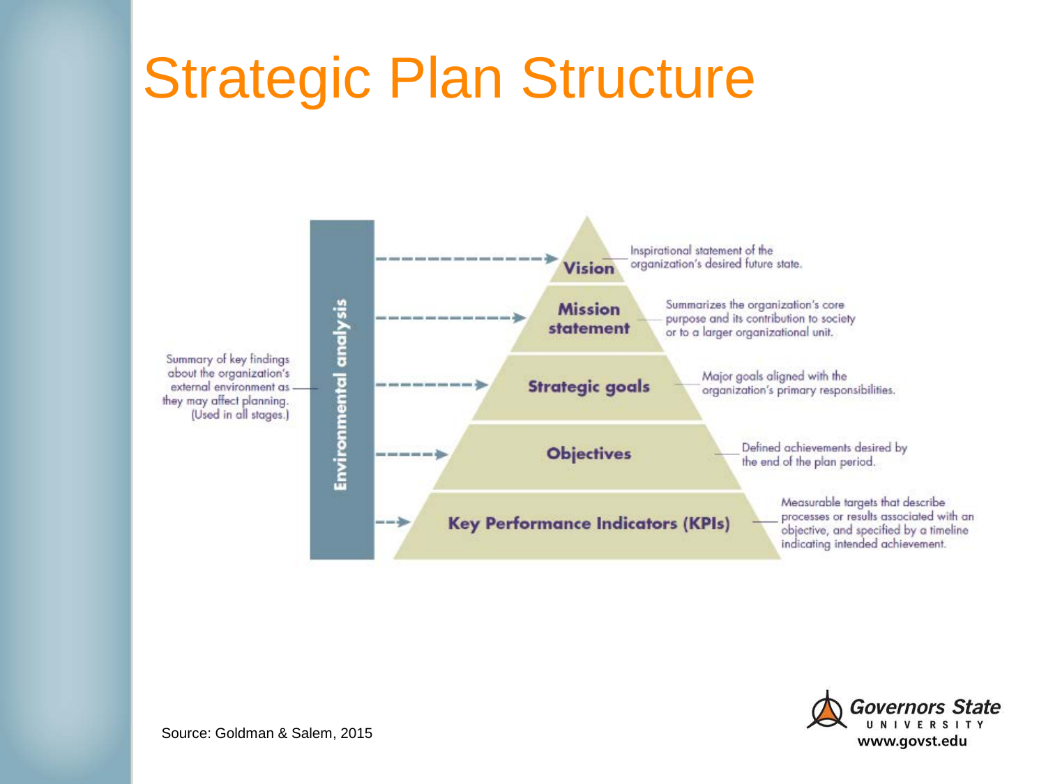# Strategic Plan Structure

**Environmental analysis** — Summary of key findings about the organization's external environment as they may affect planning. (Used in all stages.)

- **Vision** — Inspirational statement of the organization's desired future state.
- **Mission statement** — Summarizes the organization's core purpose and its contribution to society or to a larger organizational unit.
- **Strategic goals** — Major goals aligned with the organization's primary responsibilities.
- **Objectives** — Defined achievements desired by the end of the plan period.
- **Key Performance Indicators (KPIs)** — Measurable targets that describe processes or results associated with an objective, and specified by a timeline indicating intended achievement.

Source: Goldman & Salem, 2015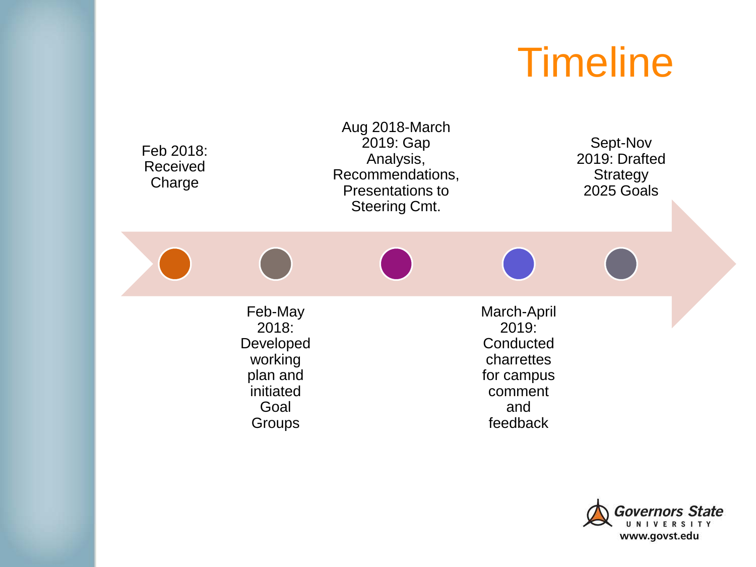# Timeline

- Feb 2018: Received Charge
- Feb-May 2018: Developed working plan and initiated Goal Groups
- Aug 2018-March 2019: Gap Analysis, Recommendations, Presentations to Steering Cmt.
- March-April 2019: Conducted charrettes for campus comment and feedback
- Sept-Nov 2019: Drafted Strategy 2025 Goals

Governors State UNIVERSITY
www.govst.edu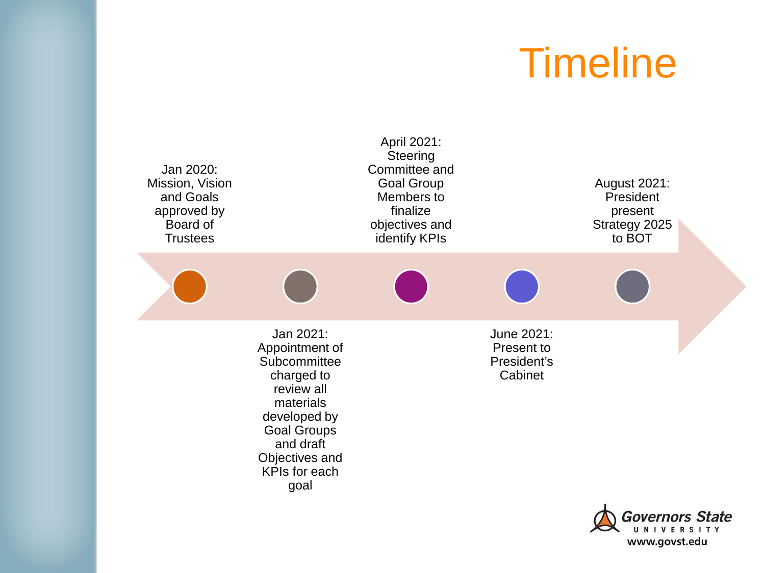# Timeline

- Jan 2020: Mission, Vision and Goals approved by Board of Trustees
- Jan 2021: Appointment of Subcommittee charged to review all materials developed by Goal Groups and draft Objectives and KPIs for each goal
- April 2021: Steering Committee and Goal Group Members to finalize objectives and identify KPIs
- June 2021: Present to President's Cabinet
- August 2021: President present Strategy 2025 to BOT

Governors State UNIVERSITY
www.govst.edu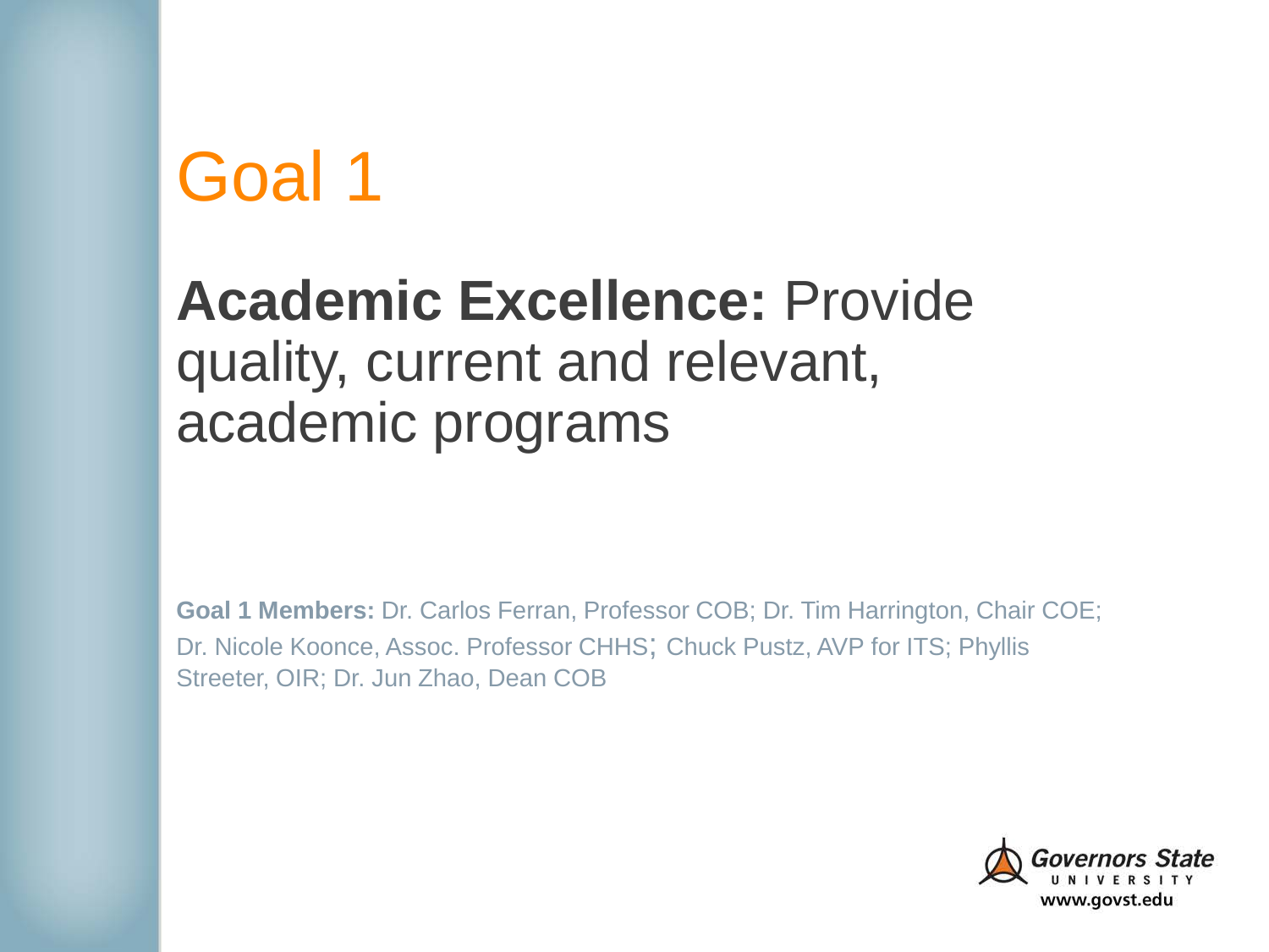# Goal 1

## **Academic Excellence:** Provide quality, current and relevant, academic programs

**Goal 1 Members:** Dr. Carlos Ferran, Professor COB; Dr. Tim Harrington, Chair COE; Dr. Nicole Koonce, Assoc. Professor CHHS; Chuck Pustz, AVP for ITS; Phyllis Streeter, OIR; Dr. Jun Zhao, Dean COB

Governors State UNIVERSITY
www.govst.edu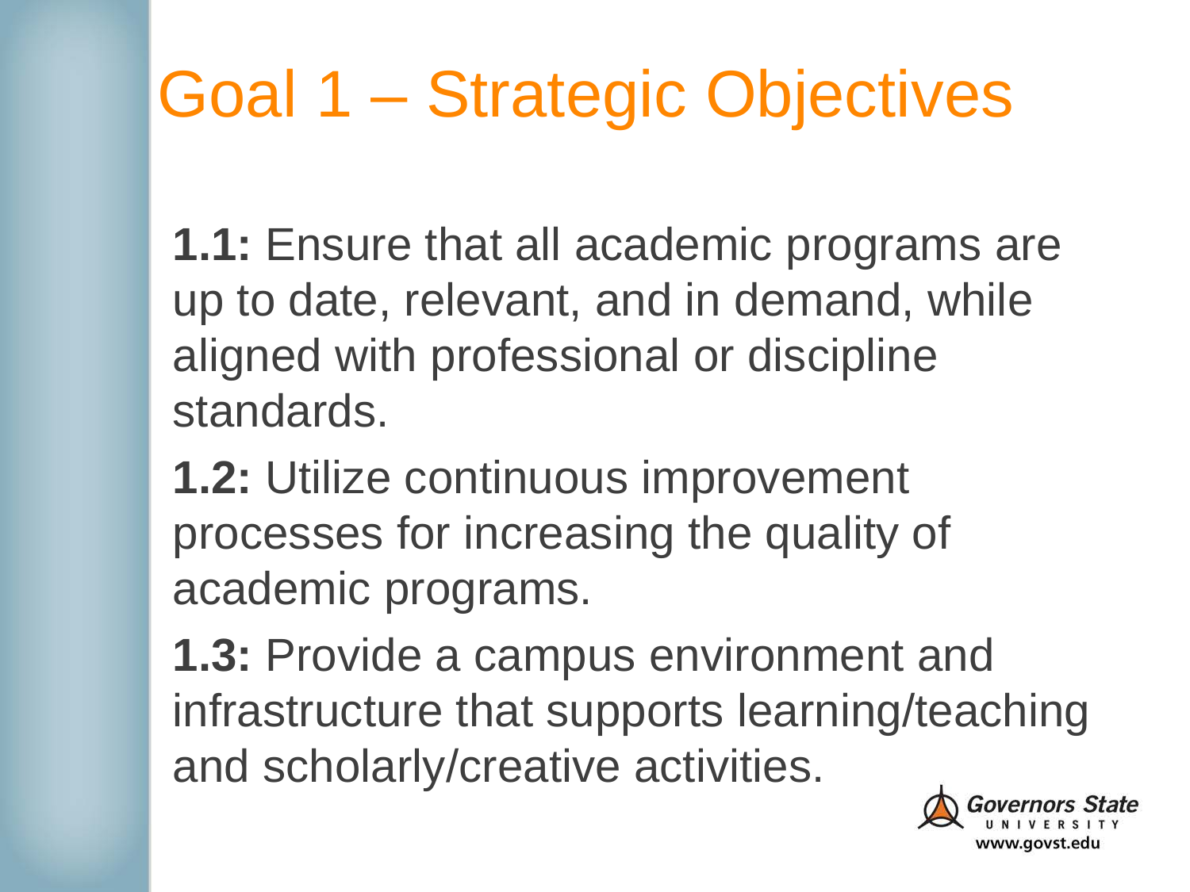# Goal 1 – Strategic Objectives

**1.1:** Ensure that all academic programs are up to date, relevant, and in demand, while aligned with professional or discipline standards.

**1.2:** Utilize continuous improvement processes for increasing the quality of academic programs.

**1.3:** Provide a campus environment and infrastructure that supports learning/teaching and scholarly/creative activities.

Governors State UNIVERSITY
www.govst.edu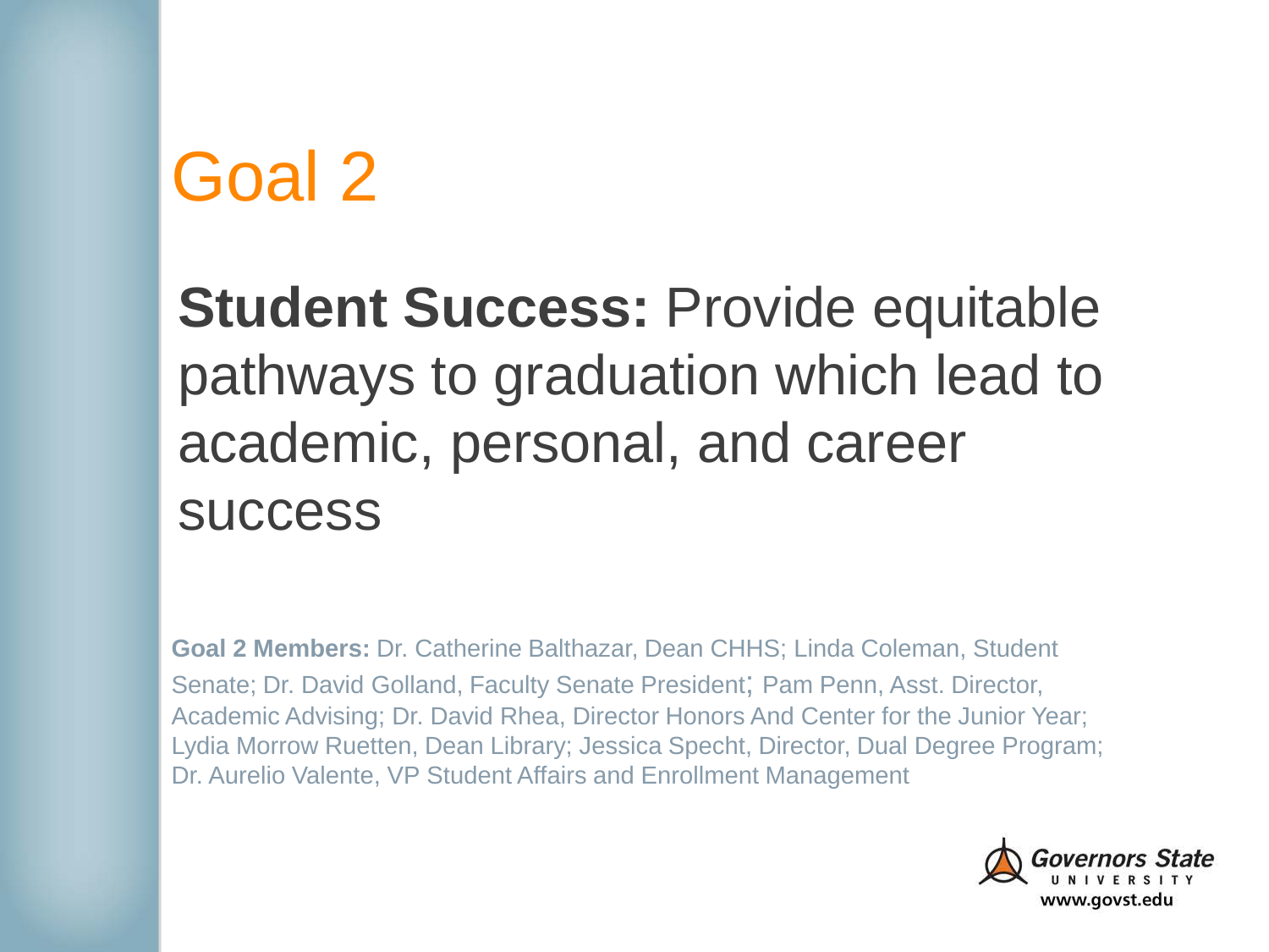# Goal 2

**Student Success:** Provide equitable pathways to graduation which lead to academic, personal, and career success

**Goal 2 Members:** Dr. Catherine Balthazar, Dean CHHS; Linda Coleman, Student Senate; Dr. David Golland, Faculty Senate President; Pam Penn, Asst. Director, Academic Advising; Dr. David Rhea, Director Honors And Center for the Junior Year; Lydia Morrow Ruetten, Dean Library; Jessica Specht, Director, Dual Degree Program; Dr. Aurelio Valente, VP Student Affairs and Enrollment Management

Governors State UNIVERSITY
www.govst.edu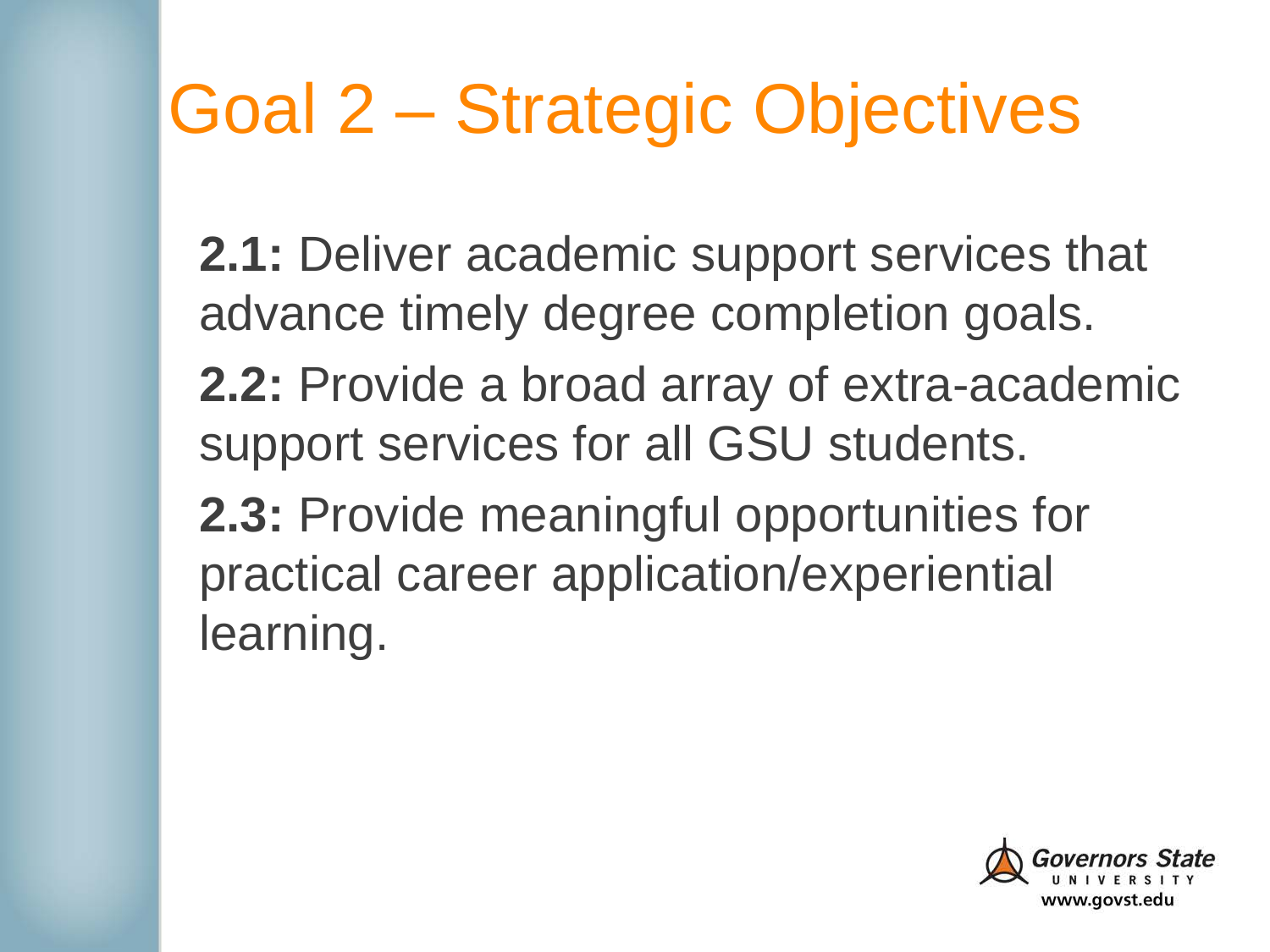# Goal 2 – Strategic Objectives

**2.1:** Deliver academic support services that advance timely degree completion goals.

**2.2:** Provide a broad array of extra-academic support services for all GSU students.

**2.3:** Provide meaningful opportunities for practical career application/experiential learning.

Governors State UNIVERSITY www.govst.edu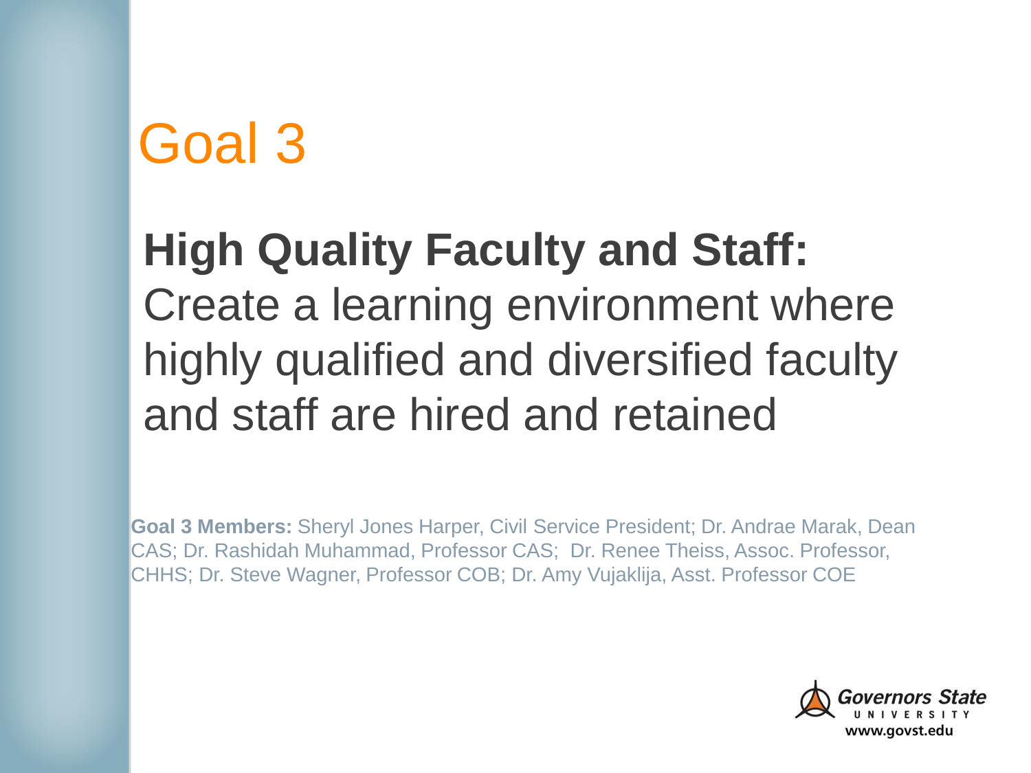# Goal 3

**High Quality Faculty and Staff:** Create a learning environment where highly qualified and diversified faculty and staff are hired and retained

**Goal 3 Members:** Sheryl Jones Harper, Civil Service President; Dr. Andrae Marak, Dean CAS; Dr. Rashidah Muhammad, Professor CAS; Dr. Renee Theiss, Assoc. Professor, CHHS; Dr. Steve Wagner, Professor COB; Dr. Amy Vujaklija, Asst. Professor COE

Governors State UNIVERSITY www.govst.edu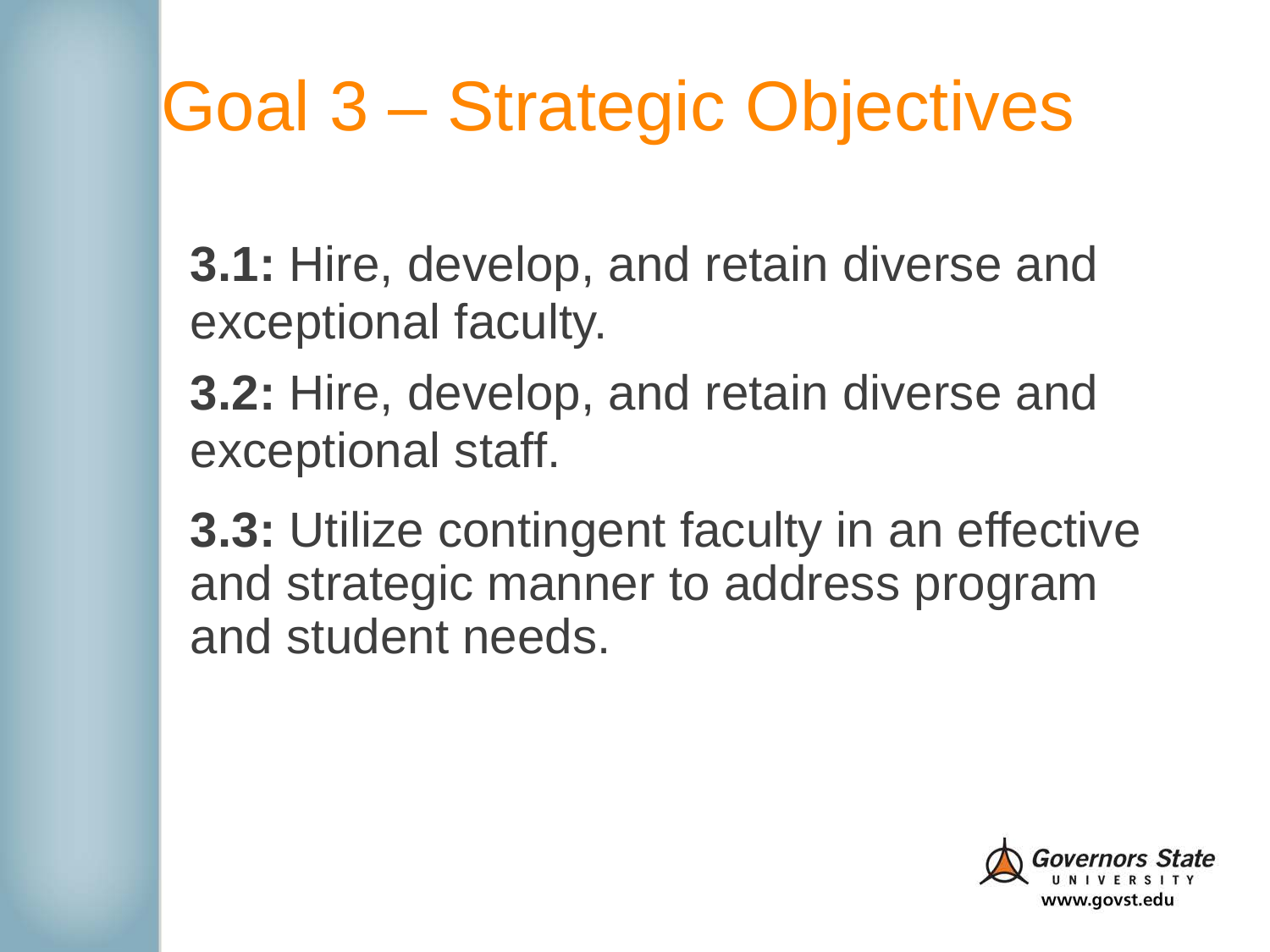# Goal 3 – Strategic Objectives

**3.1:** Hire, develop, and retain diverse and exceptional faculty.

**3.2:** Hire, develop, and retain diverse and exceptional staff.

**3.3:** Utilize contingent faculty in an effective and strategic manner to address program and student needs.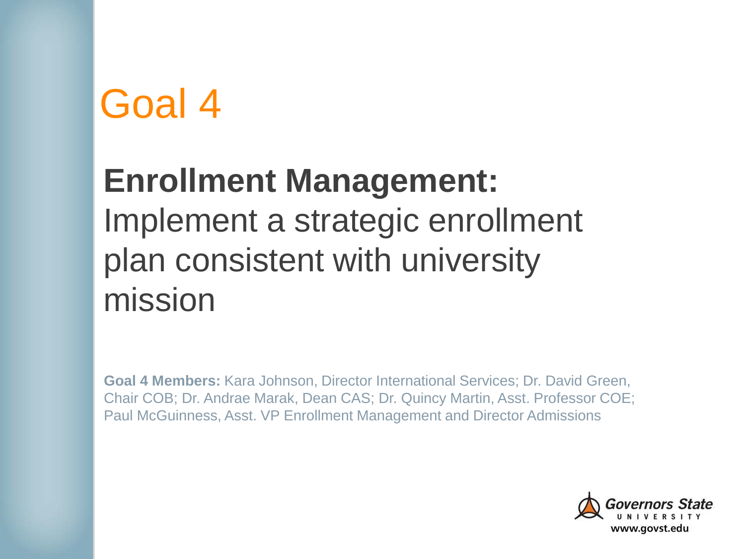# Goal 4

**Enrollment Management:** Implement a strategic enrollment plan consistent with university mission

**Goal 4 Members:** Kara Johnson, Director International Services; Dr. David Green, Chair COB; Dr. Andrae Marak, Dean CAS; Dr. Quincy Martin, Asst. Professor COE; Paul McGuinness, Asst. VP Enrollment Management and Director Admissions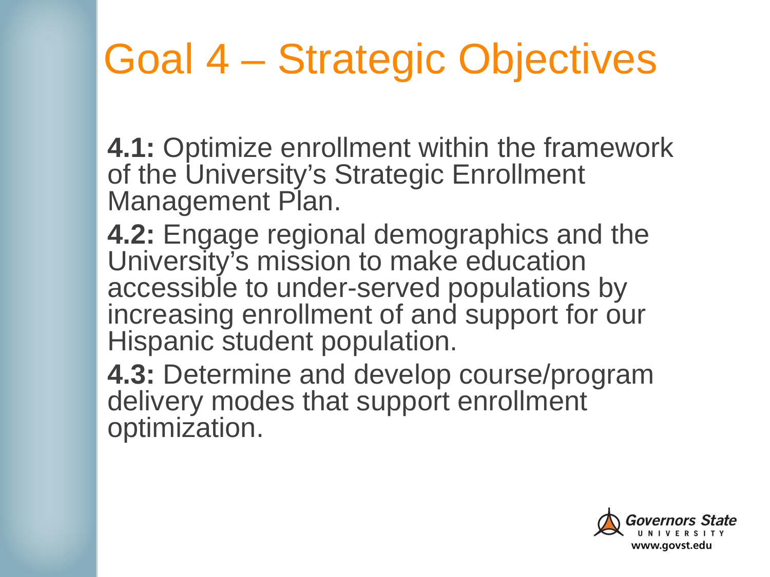# Goal 4 – Strategic Objectives

**4.1:** Optimize enrollment within the framework of the University's Strategic Enrollment Management Plan.

**4.2:** Engage regional demographics and the University's mission to make education accessible to under-served populations by increasing enrollment of and support for our Hispanic student population.

**4.3:** Determine and develop course/program delivery modes that support enrollment optimization.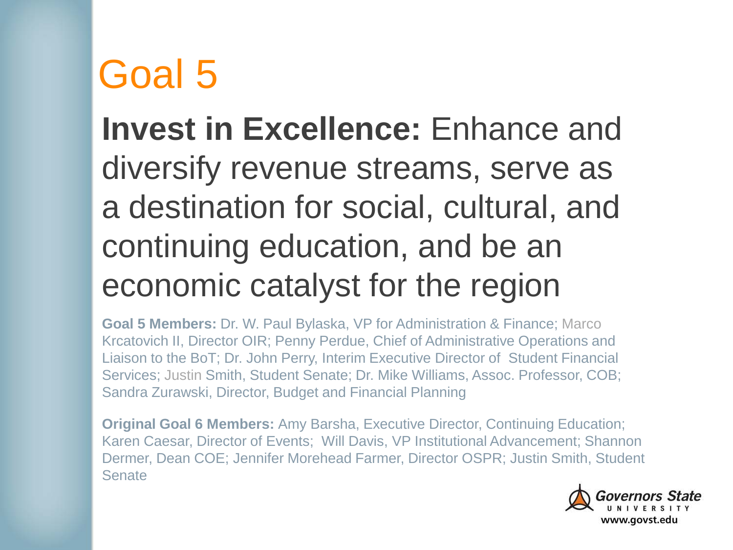# Goal 5

**Invest in Excellence:** Enhance and diversify revenue streams, serve as a destination for social, cultural, and continuing education, and be an economic catalyst for the region

**Goal 5 Members:** Dr. W. Paul Bylaska, VP for Administration & Finance; Marco Krcatovich II, Director OIR; Penny Perdue, Chief of Administrative Operations and Liaison to the BoT; Dr. John Perry, Interim Executive Director of Student Financial Services; Justin Smith, Student Senate; Dr. Mike Williams, Assoc. Professor, COB; Sandra Zurawski, Director, Budget and Financial Planning

**Original Goal 6 Members:** Amy Barsha, Executive Director, Continuing Education; Karen Caesar, Director of Events; Will Davis, VP Institutional Advancement; Shannon Dermer, Dean COE; Jennifer Morehead Farmer, Director OSPR; Justin Smith, Student Senate

Governors State University
www.govst.edu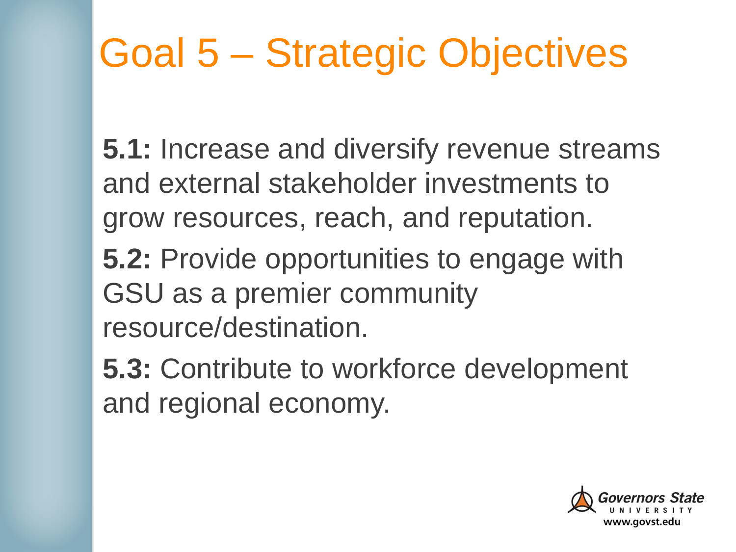# Goal 5 – Strategic Objectives

**5.1:** Increase and diversify revenue streams and external stakeholder investments to grow resources, reach, and reputation.

**5.2:** Provide opportunities to engage with GSU as a premier community resource/destination.

**5.3:** Contribute to workforce development and regional economy.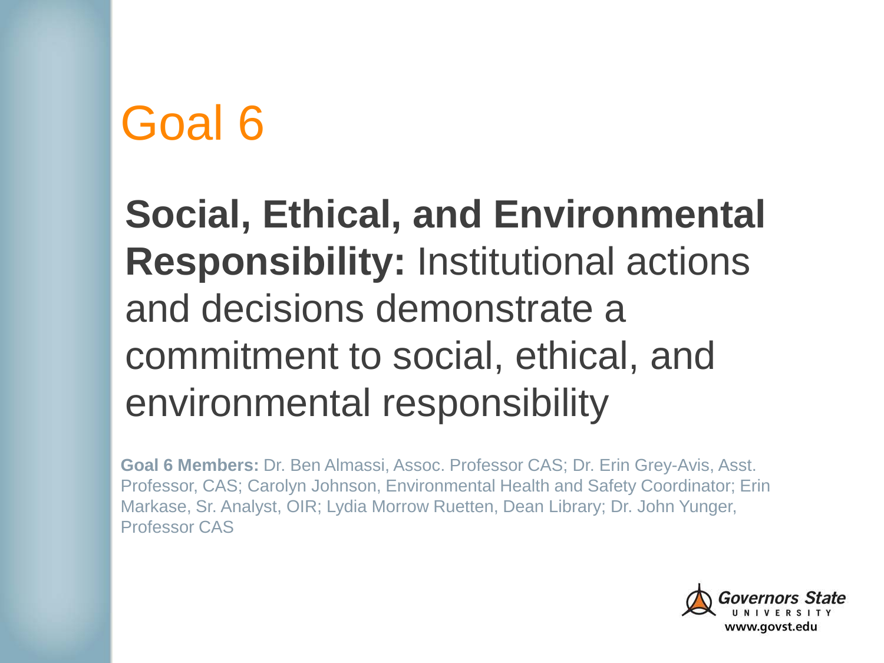# Goal 6

**Social, Ethical, and Environmental Responsibility:** Institutional actions and decisions demonstrate a commitment to social, ethical, and environmental responsibility

**Goal 6 Members:** Dr. Ben Almassi, Assoc. Professor CAS; Dr. Erin Grey-Avis, Asst. Professor, CAS; Carolyn Johnson, Environmental Health and Safety Coordinator; Erin Markase, Sr. Analyst, OIR; Lydia Morrow Ruetten, Dean Library; Dr. John Yunger, Professor CAS

Governors State University
www.govst.edu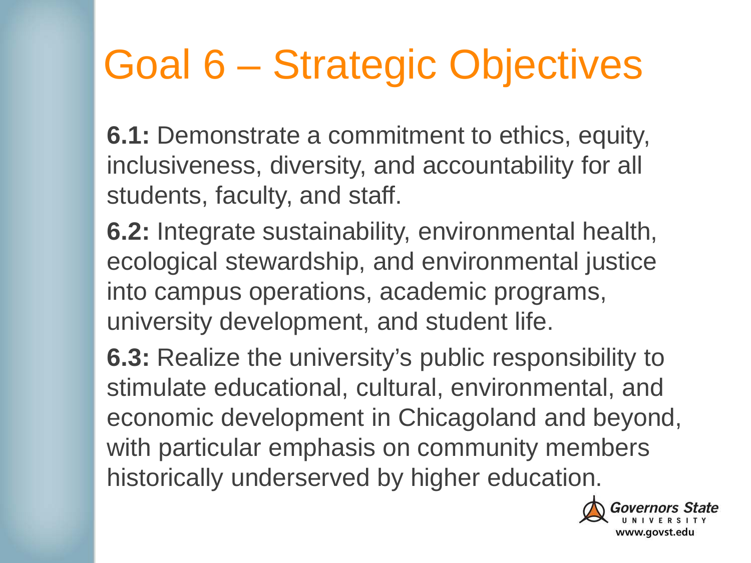# Goal 6 – Strategic Objectives

**6.1:** Demonstrate a commitment to ethics, equity, inclusiveness, diversity, and accountability for all students, faculty, and staff.

**6.2:** Integrate sustainability, environmental health, ecological stewardship, and environmental justice into campus operations, academic programs, university development, and student life.

**6.3:** Realize the university's public responsibility to stimulate educational, cultural, environmental, and economic development in Chicagoland and beyond, with particular emphasis on community members historically underserved by higher education.

Governors State UNIVERSITY
www.govst.edu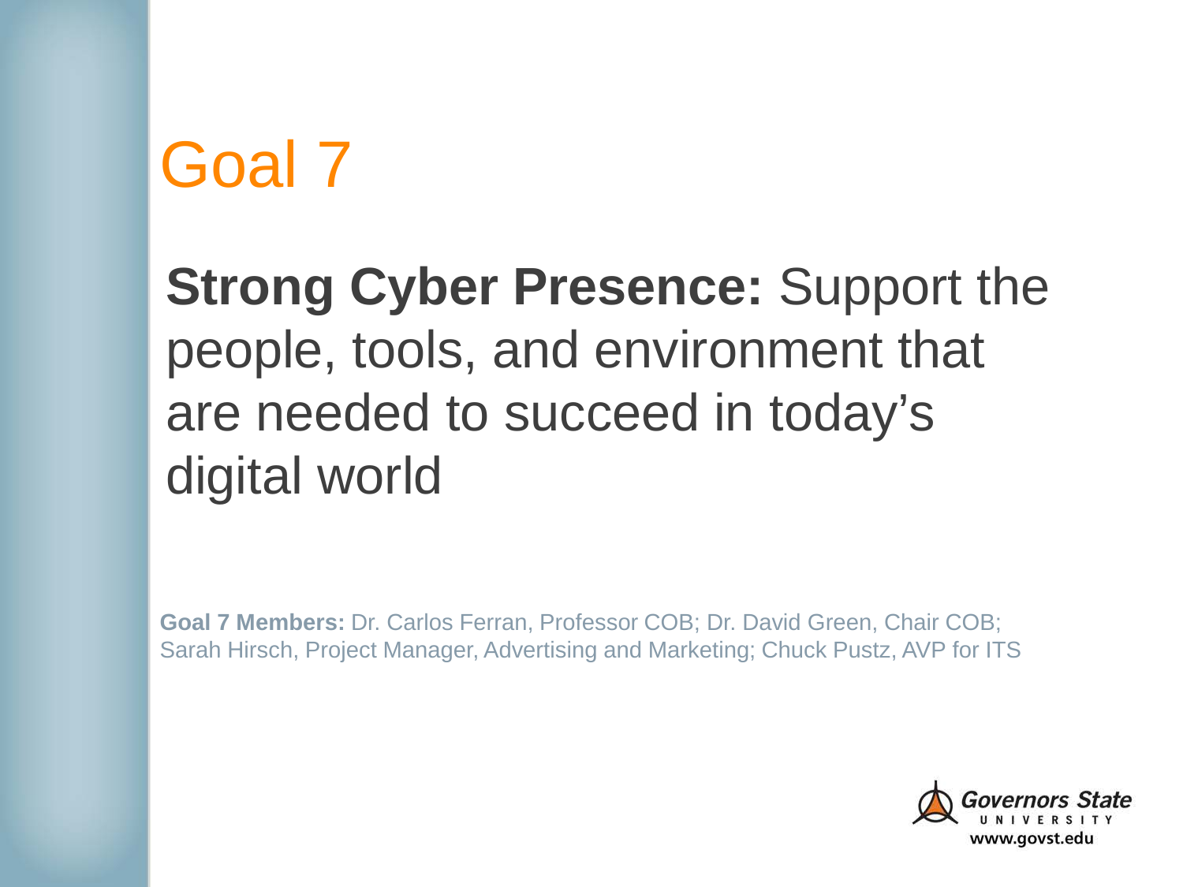# Goal 7

**Strong Cyber Presence:** Support the people, tools, and environment that are needed to succeed in today's digital world

**Goal 7 Members:** Dr. Carlos Ferran, Professor COB; Dr. David Green, Chair COB; Sarah Hirsch, Project Manager, Advertising and Marketing; Chuck Pustz, AVP for ITS

Governors State University
www.govst.edu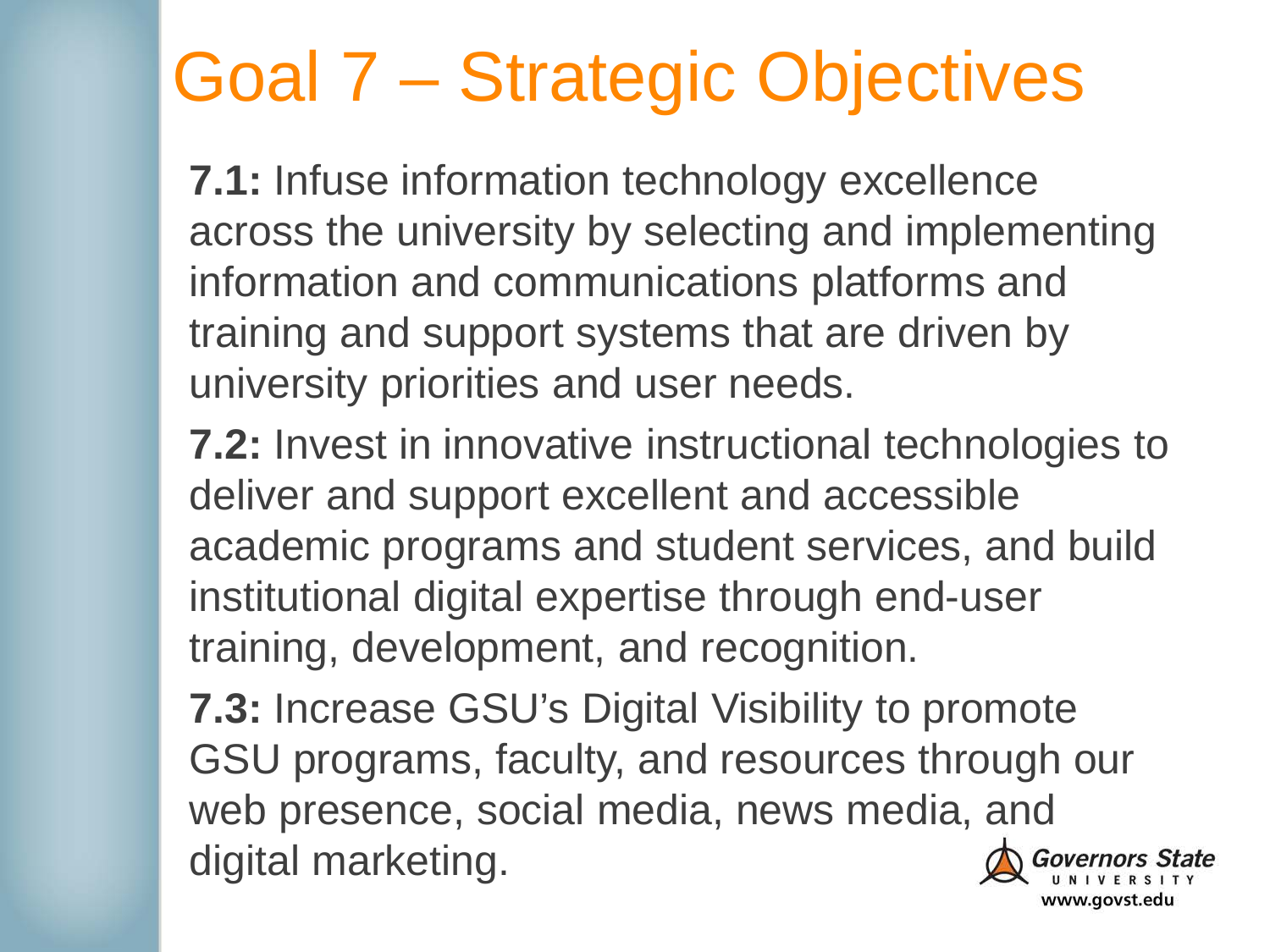# Goal 7 – Strategic Objectives

**7.1:** Infuse information technology excellence across the university by selecting and implementing information and communications platforms and training and support systems that are driven by university priorities and user needs.

**7.2:** Invest in innovative instructional technologies to deliver and support excellent and accessible academic programs and student services, and build institutional digital expertise through end-user training, development, and recognition.

**7.3:** Increase GSU's Digital Visibility to promote GSU programs, faculty, and resources through our web presence, social media, news media, and digital marketing.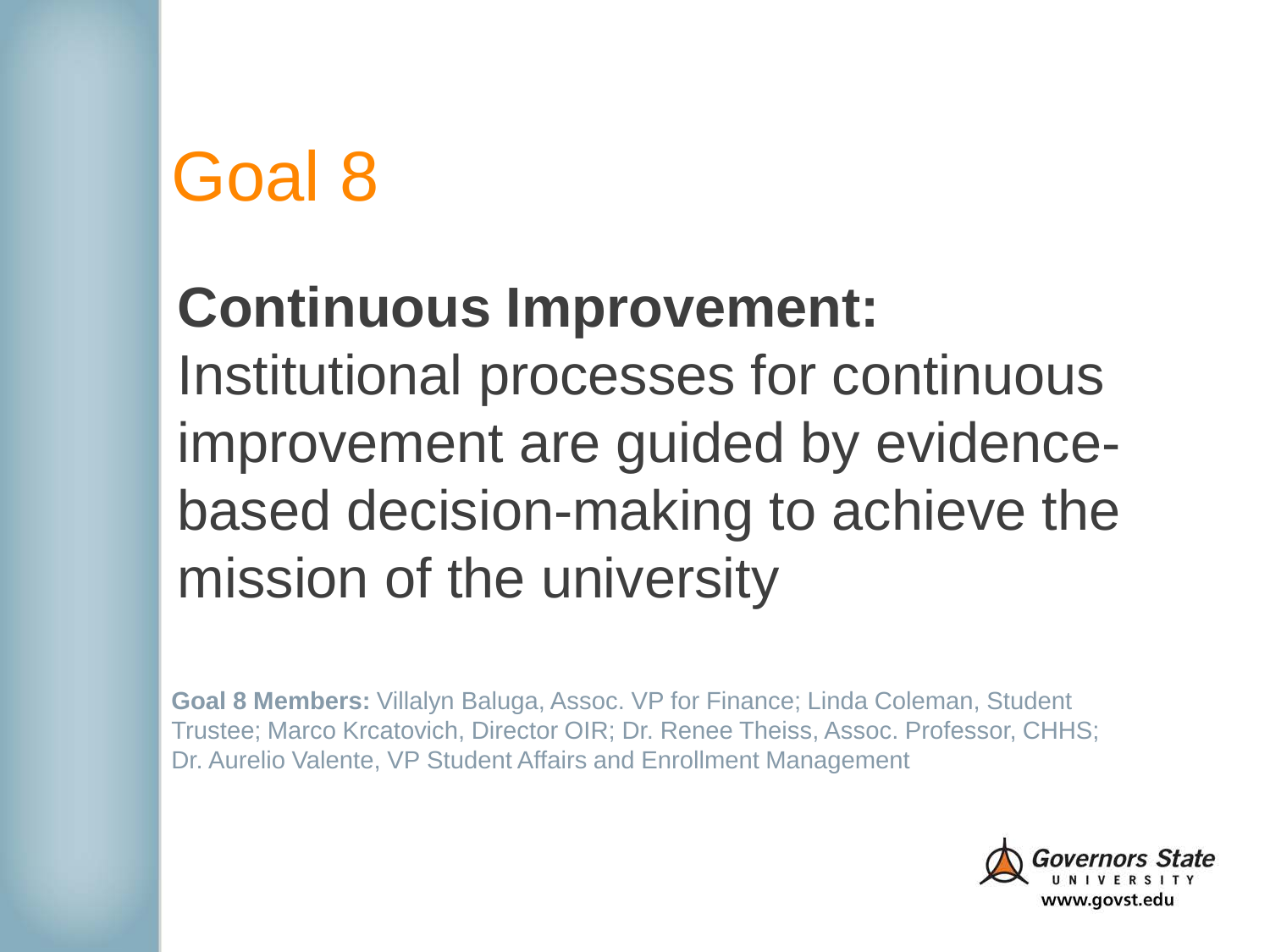# Goal 8

**Continuous Improvement:** Institutional processes for continuous improvement are guided by evidence-based decision-making to achieve the mission of the university

**Goal 8 Members:** Villalyn Baluga, Assoc. VP for Finance; Linda Coleman, Student Trustee; Marco Krcatovich, Director OIR; Dr. Renee Theiss, Assoc. Professor, CHHS; Dr. Aurelio Valente, VP Student Affairs and Enrollment Management

Governors State UNIVERSITY www.govst.edu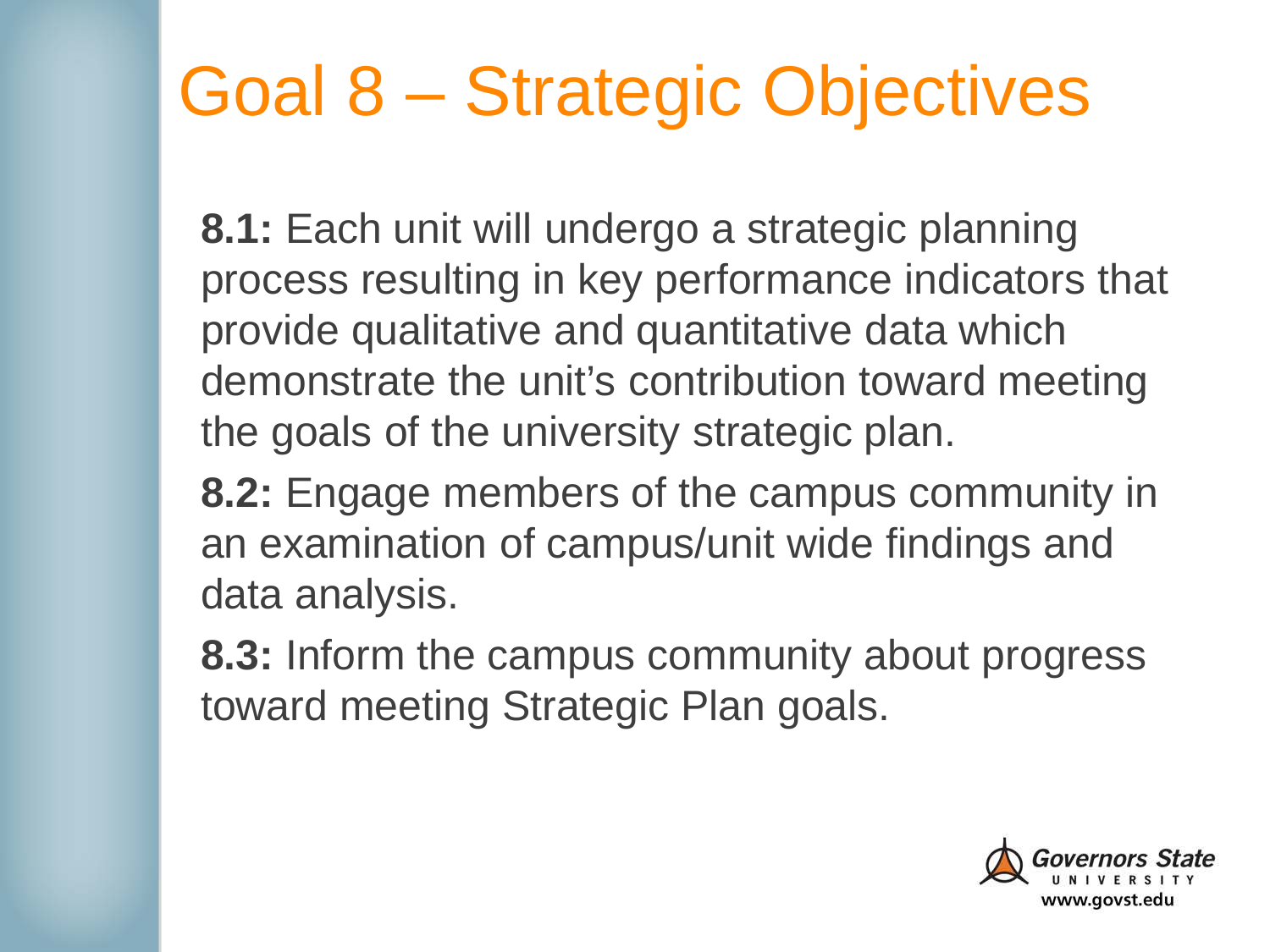# Goal 8 – Strategic Objectives

**8.1:** Each unit will undergo a strategic planning process resulting in key performance indicators that provide qualitative and quantitative data which demonstrate the unit's contribution toward meeting the goals of the university strategic plan.

**8.2:** Engage members of the campus community in an examination of campus/unit wide findings and data analysis.

**8.3:** Inform the campus community about progress toward meeting Strategic Plan goals.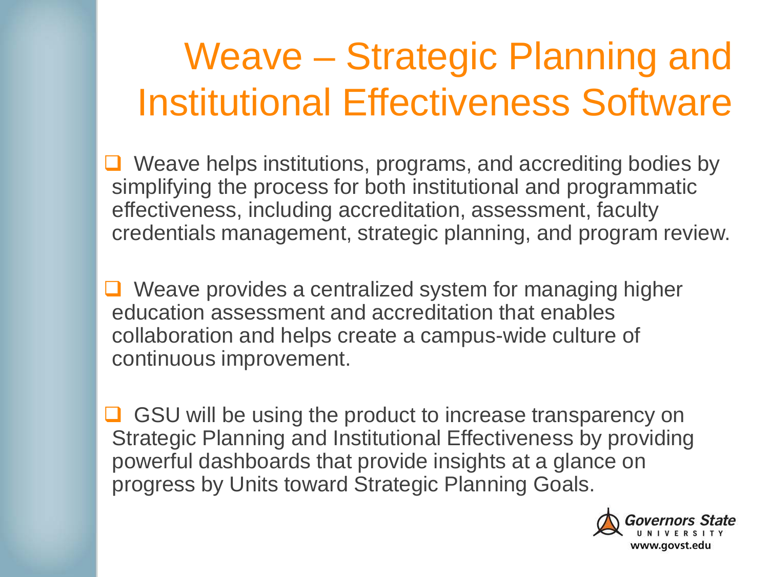# Weave – Strategic Planning and Institutional Effectiveness Software

- Weave helps institutions, programs, and accrediting bodies by simplifying the process for both institutional and programmatic effectiveness, including accreditation, assessment, faculty credentials management, strategic planning, and program review.

- Weave provides a centralized system for managing higher education assessment and accreditation that enables collaboration and helps create a campus-wide culture of continuous improvement.

- GSU will be using the product to increase transparency on Strategic Planning and Institutional Effectiveness by providing powerful dashboards that provide insights at a glance on progress by Units toward Strategic Planning Goals.

Governors State UNIVERSITY
www.govst.edu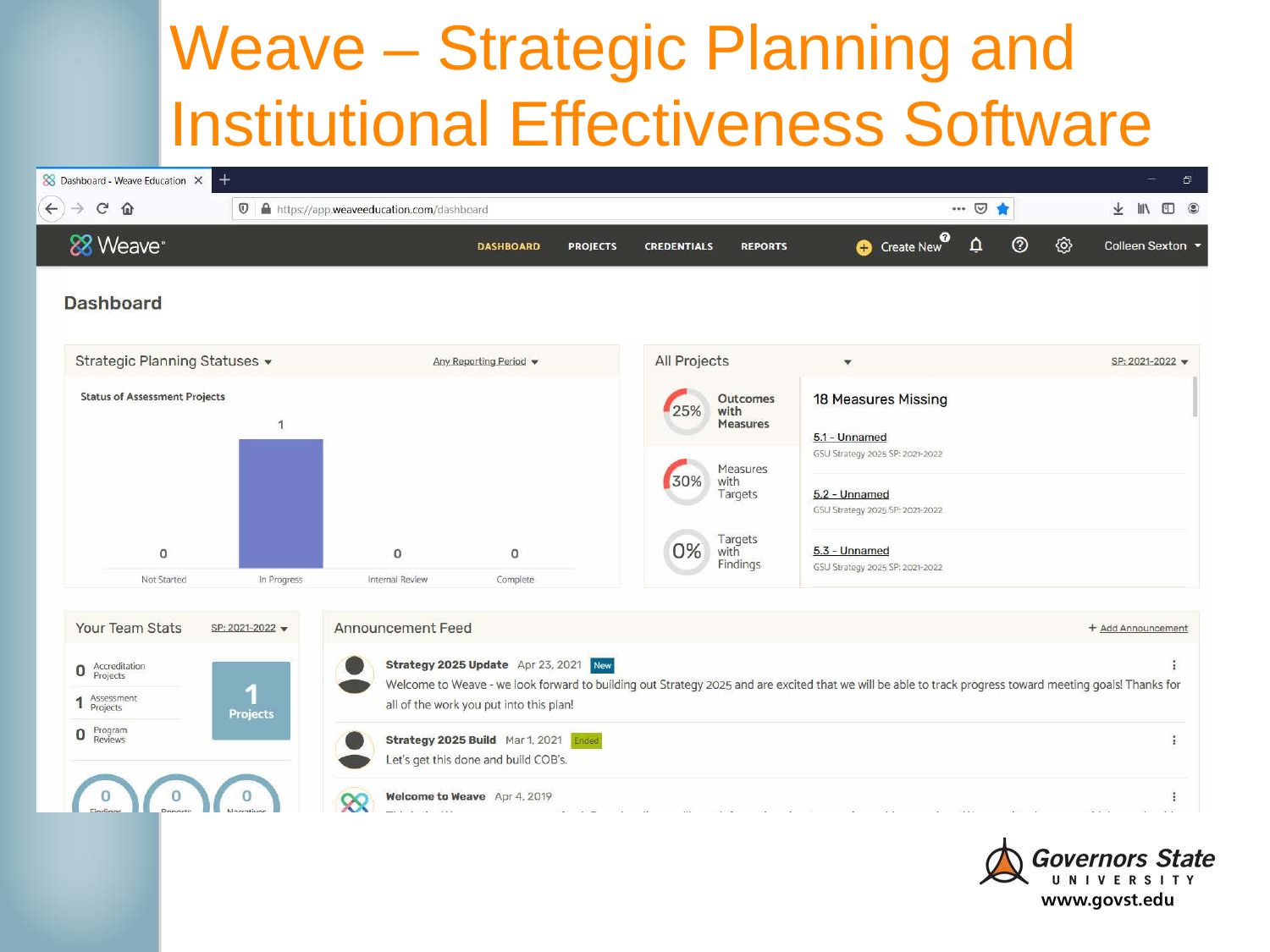# Weave – Strategic Planning and Institutional Effectiveness Software

Dashboard - Weave Education

https://app.weaveeducation.com/dashboard

Weave

DASHBOARD PROJECTS CREDENTIALS REPORTS

Create New

Colleen Sexton

## Dashboard

### Strategic Planning Statuses

Any Reporting Period

Status of Assessment Projects

| Not Started | In Progress | Internal Review | Complete |
|---|---|---|---|
| 0 | 1 | 0 | 0 |

### All Projects

SP: 2021-2022

- 25% Outcomes with Measures
- 30% Measures with Targets
- 0% Targets with Findings

18 Measures Missing

- 5.1 - Unnamed — GSU Strategy 2025 SP: 2021-2022
- 5.2 - Unnamed — GSU Strategy 2025 SP: 2021-2022
- 5.3 - Unnamed — GSU Strategy 2025 SP: 2021-2022

### Your Team Stats

SP: 2021-2022

- 0 Accreditation Projects
- 1 Assessment Projects
- 0 Program Reviews

1 Projects

0 Findings · 0 Reports · 0 Narratives

### Announcement Feed

+ Add Announcement

**Strategy 2025 Update** Apr 23, 2021 New

Welcome to Weave - we look forward to building out Strategy 2025 and are excited that we will be able to track progress toward meeting goals! Thanks for all of the work you put into this plan!

**Strategy 2025 Build** Mar 1, 2021 Ended

Let's get this done and build COB's.

**Welcome to Weave** Apr 4, 2019

Governors State University

www.govst.edu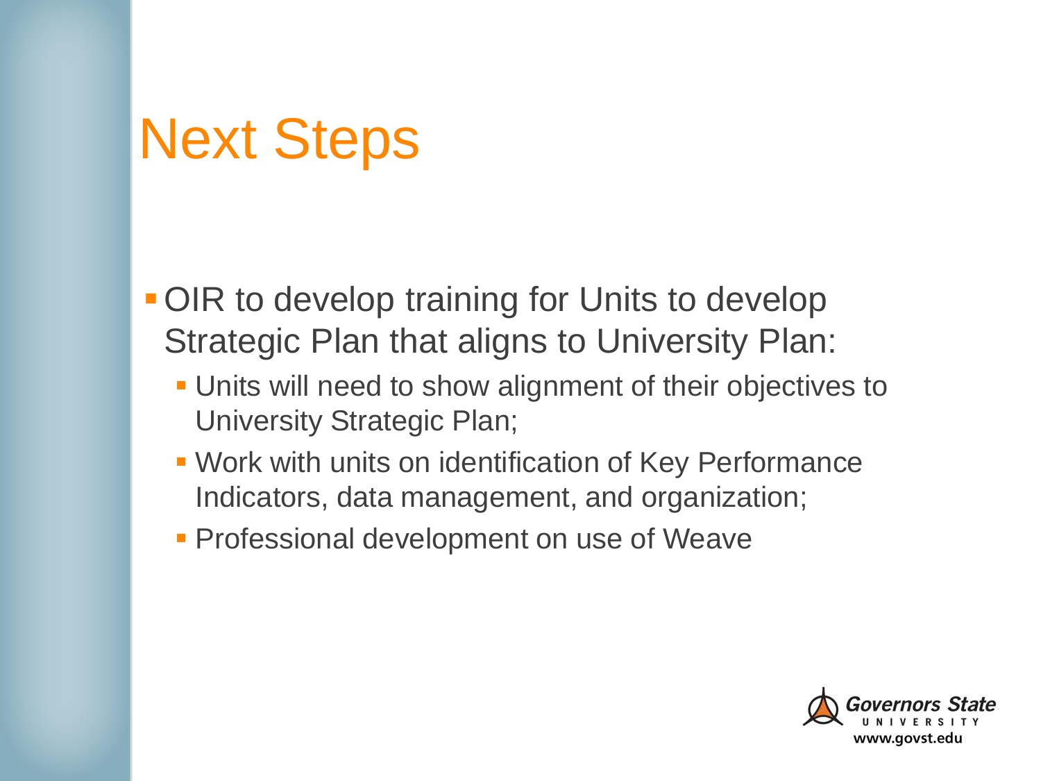# Next Steps

- OIR to develop training for Units to develop Strategic Plan that aligns to University Plan:
  - Units will need to show alignment of their objectives to University Strategic Plan;
  - Work with units on identification of Key Performance Indicators, data management, and organization;
  - Professional development on use of Weave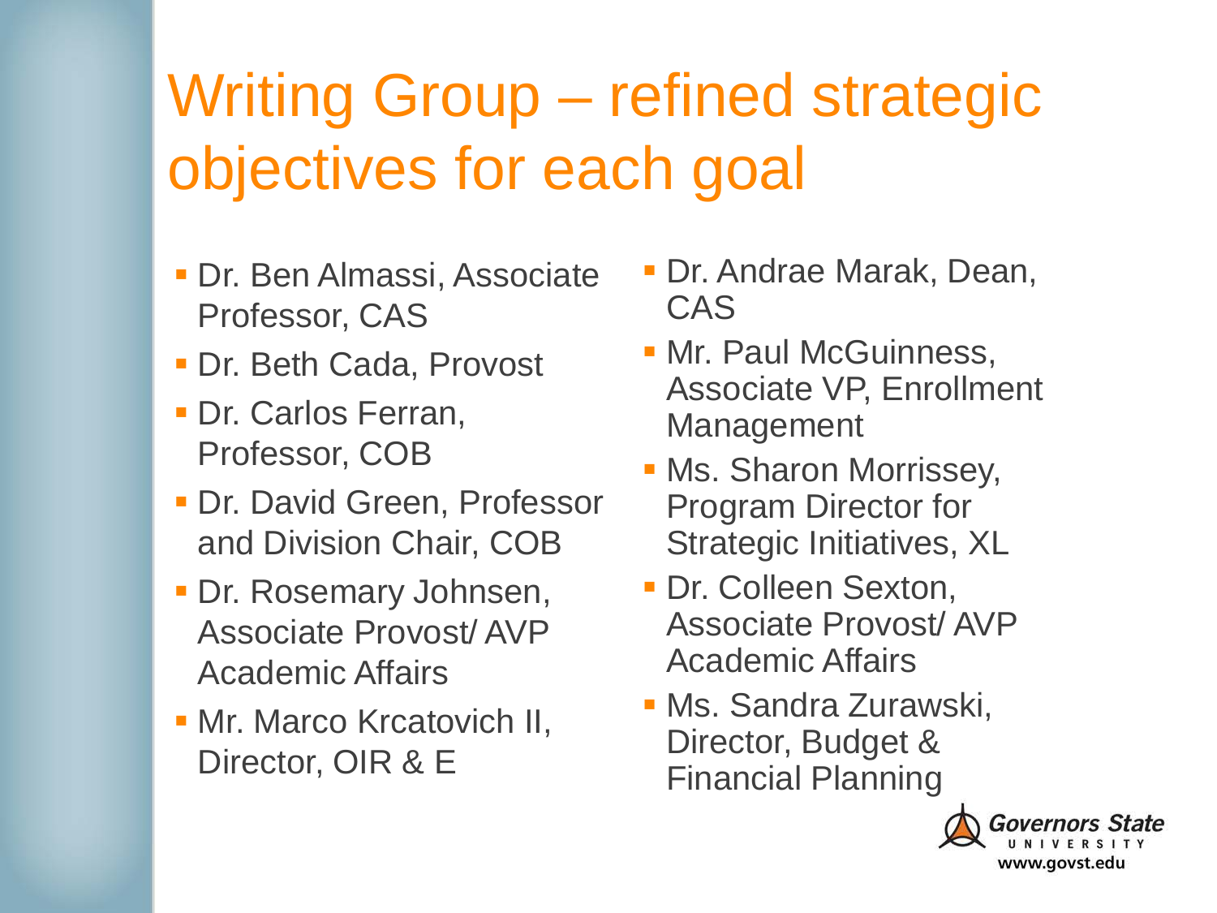# Writing Group – refined strategic objectives for each goal

- Dr. Ben Almassi, Associate Professor, CAS
- Dr. Beth Cada, Provost
- Dr. Carlos Ferran, Professor, COB
- Dr. David Green, Professor and Division Chair, COB
- Dr. Rosemary Johnsen, Associate Provost/ AVP Academic Affairs
- Mr. Marco Krcatovich II, Director, OIR & E
- Dr. Andrae Marak, Dean, CAS
- Mr. Paul McGuinness, Associate VP, Enrollment Management
- Ms. Sharon Morrissey, Program Director for Strategic Initiatives, XL
- Dr. Colleen Sexton, Associate Provost/ AVP Academic Affairs
- Ms. Sandra Zurawski, Director, Budget & Financial Planning

Governors State University
www.govst.edu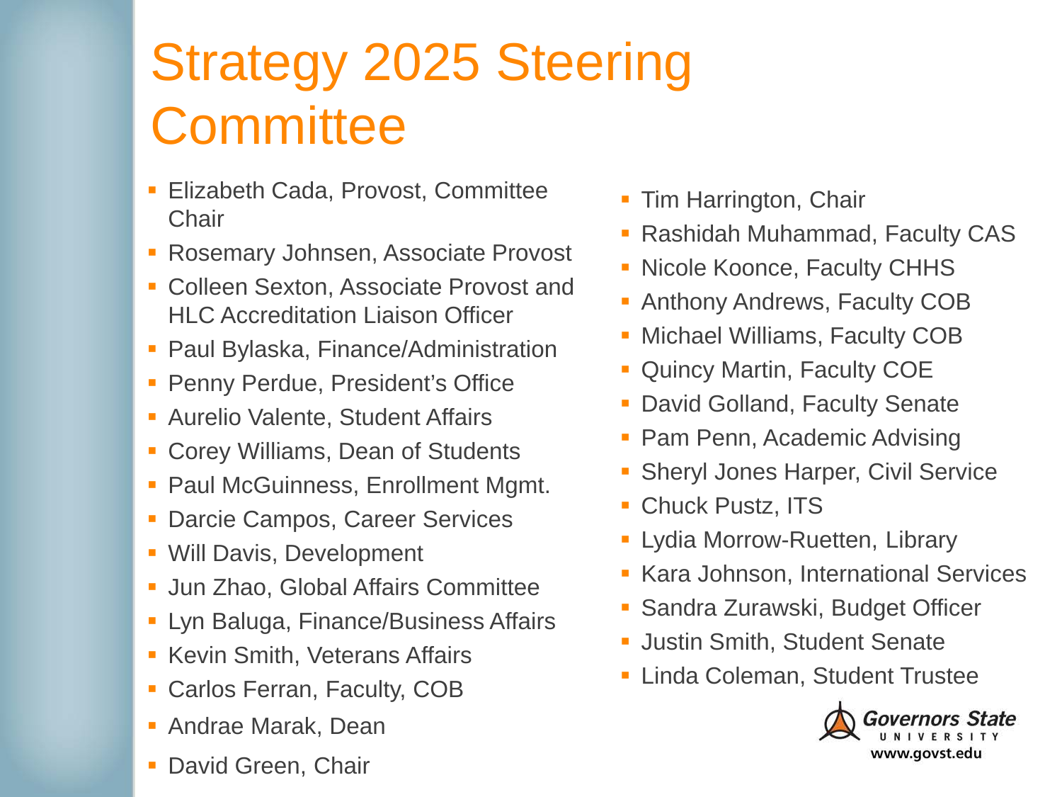# Strategy 2025 Steering Committee

- Elizabeth Cada, Provost, Committee Chair
- Rosemary Johnsen, Associate Provost
- Colleen Sexton, Associate Provost and HLC Accreditation Liaison Officer
- Paul Bylaska, Finance/Administration
- Penny Perdue, President's Office
- Aurelio Valente, Student Affairs
- Corey Williams, Dean of Students
- Paul McGuinness, Enrollment Mgmt.
- Darcie Campos, Career Services
- Will Davis, Development
- Jun Zhao, Global Affairs Committee
- Lyn Baluga, Finance/Business Affairs
- Kevin Smith, Veterans Affairs
- Carlos Ferran, Faculty, COB
- Andrae Marak, Dean
- David Green, Chair
- Tim Harrington, Chair
- Rashidah Muhammad, Faculty CAS
- Nicole Koonce, Faculty CHHS
- Anthony Andrews, Faculty COB
- Michael Williams, Faculty COB
- Quincy Martin, Faculty COE
- David Golland, Faculty Senate
- Pam Penn, Academic Advising
- Sheryl Jones Harper, Civil Service
- Chuck Pustz, ITS
- Lydia Morrow-Ruetten, Library
- Kara Johnson, International Services
- Sandra Zurawski, Budget Officer
- Justin Smith, Student Senate
- Linda Coleman, Student Trustee

Governors State University
www.govst.edu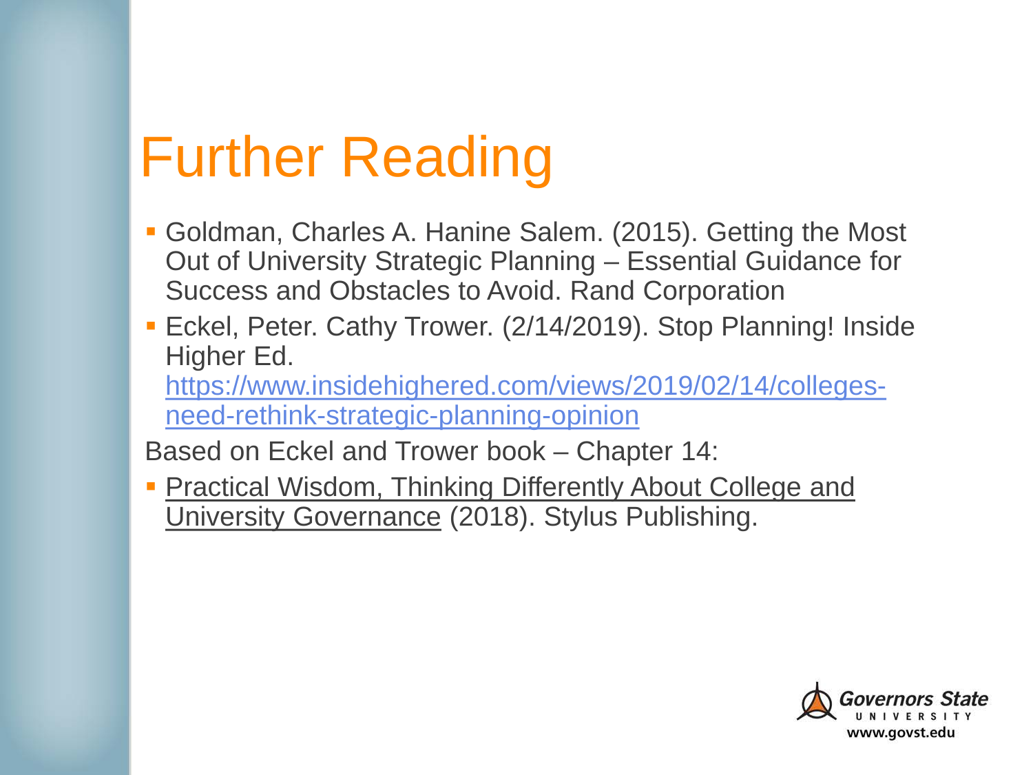# Further Reading

- Goldman, Charles A. Hanine Salem. (2015). Getting the Most Out of University Strategic Planning – Essential Guidance for Success and Obstacles to Avoid. Rand Corporation
- Eckel, Peter. Cathy Trower. (2/14/2019). Stop Planning! Inside Higher Ed. https://www.insidehighered.com/views/2019/02/14/colleges-need-rethink-strategic-planning-opinion

Based on Eckel and Trower book – Chapter 14:

- Practical Wisdom, Thinking Differently About College and University Governance (2018). Stylus Publishing.